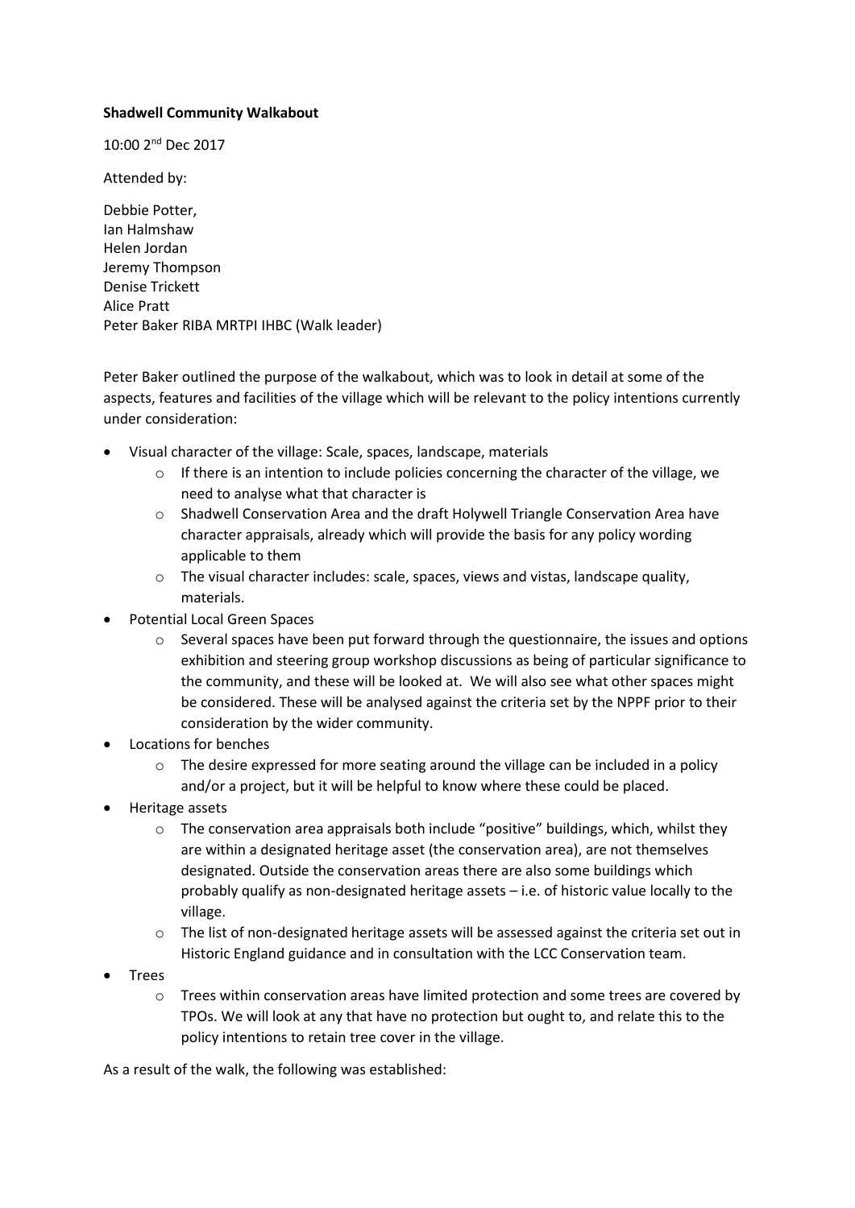**Shadwell Community Walkabout**

10:00 2nd Dec 2017

Attended by:

Debbie Potter,
Ian Halmshaw
Helen Jordan
Jeremy Thompson
Denise Trickett
Alice Pratt
Peter Baker RIBA MRTPI IHBC (Walk leader)

Peter Baker outlined the purpose of the walkabout, which was to look in detail at some of the aspects, features and facilities of the village which will be relevant to the policy intentions currently under consideration:

- Visual character of the village: Scale, spaces, landscape, materials
  - If there is an intention to include policies concerning the character of the village, we need to analyse what that character is
  - Shadwell Conservation Area and the draft Holywell Triangle Conservation Area have character appraisals, already which will provide the basis for any policy wording applicable to them
  - The visual character includes: scale, spaces, views and vistas, landscape quality, materials.
- Potential Local Green Spaces
  - Several spaces have been put forward through the questionnaire, the issues and options exhibition and steering group workshop discussions as being of particular significance to the community, and these will be looked at. We will also see what other spaces might be considered. These will be analysed against the criteria set by the NPPF prior to their consideration by the wider community.
- Locations for benches
  - The desire expressed for more seating around the village can be included in a policy and/or a project, but it will be helpful to know where these could be placed.
- Heritage assets
  - The conservation area appraisals both include "positive" buildings, which, whilst they are within a designated heritage asset (the conservation area), are not themselves designated. Outside the conservation areas there are also some buildings which probably qualify as non-designated heritage assets – i.e. of historic value locally to the village.
  - The list of non-designated heritage assets will be assessed against the criteria set out in Historic England guidance and in consultation with the LCC Conservation team.
- Trees
  - Trees within conservation areas have limited protection and some trees are covered by TPOs. We will look at any that have no protection but ought to, and relate this to the policy intentions to retain tree cover in the village.

As a result of the walk, the following was established: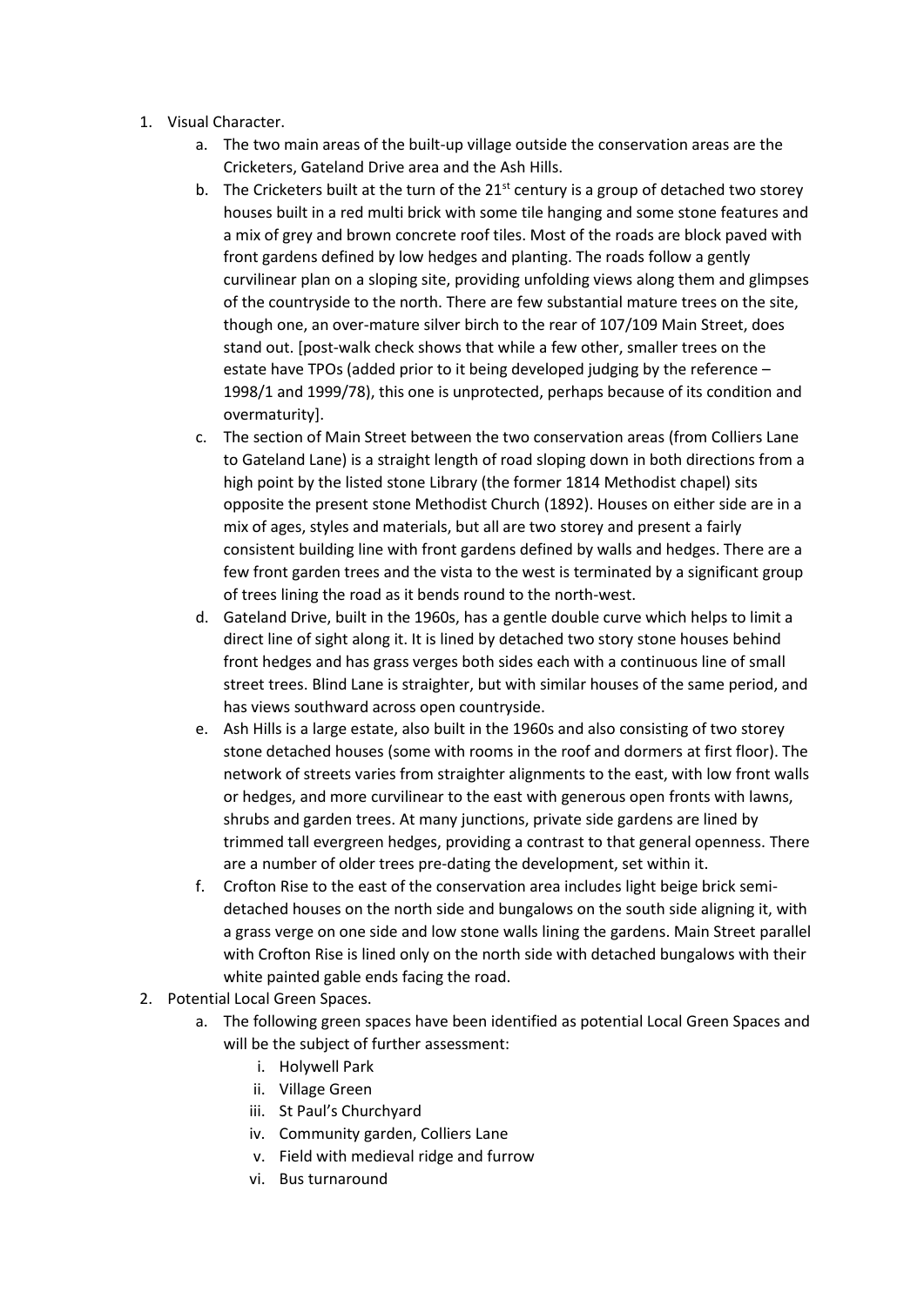1. Visual Character.
    a. The two main areas of the built-up village outside the conservation areas are the Cricketers, Gateland Drive area and the Ash Hills.
    b. The Cricketers built at the turn of the 21st century is a group of detached two storey houses built in a red multi brick with some tile hanging and some stone features and a mix of grey and brown concrete roof tiles. Most of the roads are block paved with front gardens defined by low hedges and planting. The roads follow a gently curvilinear plan on a sloping site, providing unfolding views along them and glimpses of the countryside to the north. There are few substantial mature trees on the site, though one, an over-mature silver birch to the rear of 107/109 Main Street, does stand out. [post-walk check shows that while a few other, smaller trees on the estate have TPOs (added prior to it being developed judging by the reference – 1998/1 and 1999/78), this one is unprotected, perhaps because of its condition and overmaturity].
    c. The section of Main Street between the two conservation areas (from Colliers Lane to Gateland Lane) is a straight length of road sloping down in both directions from a high point by the listed stone Library (the former 1814 Methodist chapel) sits opposite the present stone Methodist Church (1892). Houses on either side are in a mix of ages, styles and materials, but all are two storey and present a fairly consistent building line with front gardens defined by walls and hedges. There are a few front garden trees and the vista to the west is terminated by a significant group of trees lining the road as it bends round to the north-west.
    d. Gateland Drive, built in the 1960s, has a gentle double curve which helps to limit a direct line of sight along it. It is lined by detached two story stone houses behind front hedges and has grass verges both sides each with a continuous line of small street trees. Blind Lane is straighter, but with similar houses of the same period, and has views southward across open countryside.
    e. Ash Hills is a large estate, also built in the 1960s and also consisting of two storey stone detached houses (some with rooms in the roof and dormers at first floor). The network of streets varies from straighter alignments to the east, with low front walls or hedges, and more curvilinear to the east with generous open fronts with lawns, shrubs and garden trees. At many junctions, private side gardens are lined by trimmed tall evergreen hedges, providing a contrast to that general openness. There are a number of older trees pre-dating the development, set within it.
    f. Crofton Rise to the east of the conservation area includes light beige brick semi-detached houses on the north side and bungalows on the south side aligning it, with a grass verge on one side and low stone walls lining the gardens. Main Street parallel with Crofton Rise is lined only on the north side with detached bungalows with their white painted gable ends facing the road.
2. Potential Local Green Spaces.
    a. The following green spaces have been identified as potential Local Green Spaces and will be the subject of further assessment:
        i. Holywell Park
        ii. Village Green
        iii. St Paul's Churchyard
        iv. Community garden, Colliers Lane
        v. Field with medieval ridge and furrow
        vi. Bus turnaround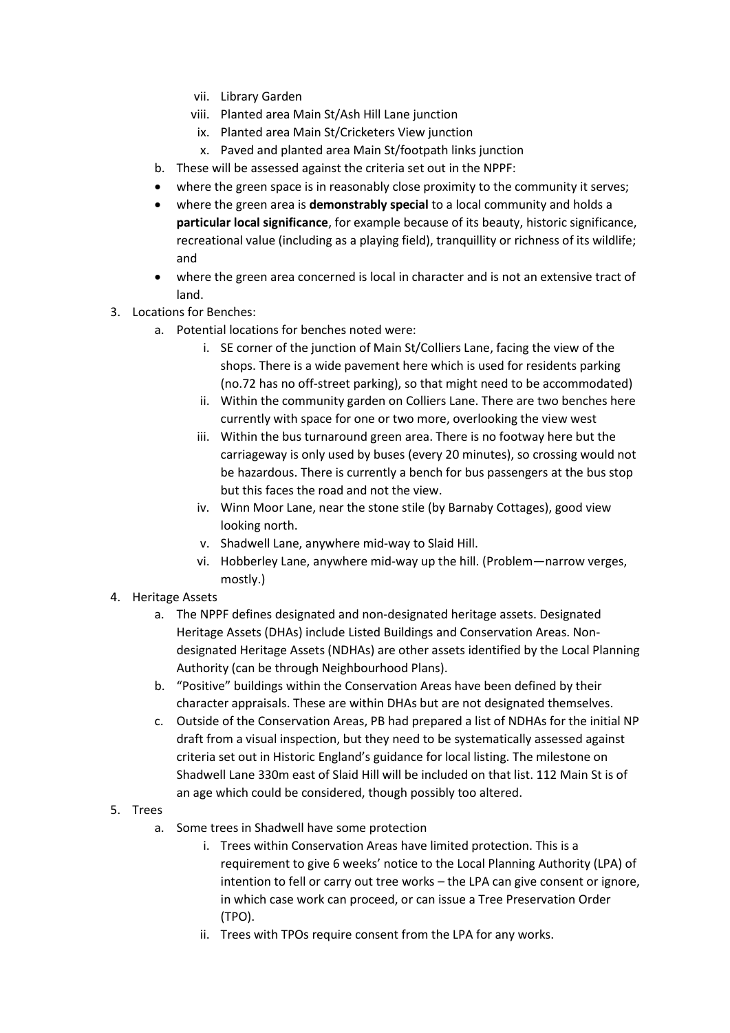vii. Library Garden
   viii. Planted area Main St/Ash Hill Lane junction
   ix. Planted area Main St/Cricketers View junction
   x. Paved and planted area Main St/footpath links junction

b. These will be assessed against the criteria set out in the NPPF:
   - where the green space is in reasonably close proximity to the community it serves;
   - where the green area is **demonstrably special** to a local community and holds a **particular local significance**, for example because of its beauty, historic significance, recreational value (including as a playing field), tranquillity or richness of its wildlife; and
   - where the green area concerned is local in character and is not an extensive tract of land.

3. Locations for Benches:
   a. Potential locations for benches noted were:
      i. SE corner of the junction of Main St/Colliers Lane, facing the view of the shops. There is a wide pavement here which is used for residents parking (no.72 has no off-street parking), so that might need to be accommodated)
      ii. Within the community garden on Colliers Lane. There are two benches here currently with space for one or two more, overlooking the view west
      iii. Within the bus turnaround green area. There is no footway here but the carriageway is only used by buses (every 20 minutes), so crossing would not be hazardous. There is currently a bench for bus passengers at the bus stop but this faces the road and not the view.
      iv. Winn Moor Lane, near the stone stile (by Barnaby Cottages), good view looking north.
      v. Shadwell Lane, anywhere mid-way to Slaid Hill.
      vi. Hobberley Lane, anywhere mid-way up the hill. (Problem—narrow verges, mostly.)

4. Heritage Assets
   a. The NPPF defines designated and non-designated heritage assets. Designated Heritage Assets (DHAs) include Listed Buildings and Conservation Areas. Non-designated Heritage Assets (NDHAs) are other assets identified by the Local Planning Authority (can be through Neighbourhood Plans).
   b. "Positive" buildings within the Conservation Areas have been defined by their character appraisals. These are within DHAs but are not designated themselves.
   c. Outside of the Conservation Areas, PB had prepared a list of NDHAs for the initial NP draft from a visual inspection, but they need to be systematically assessed against criteria set out in Historic England's guidance for local listing. The milestone on Shadwell Lane 330m east of Slaid Hill will be included on that list. 112 Main St is of an age which could be considered, though possibly too altered.

5. Trees
   a. Some trees in Shadwell have some protection
      i. Trees within Conservation Areas have limited protection. This is a requirement to give 6 weeks' notice to the Local Planning Authority (LPA) of intention to fell or carry out tree works – the LPA can give consent or ignore, in which case work can proceed, or can issue a Tree Preservation Order (TPO).
      ii. Trees with TPOs require consent from the LPA for any works.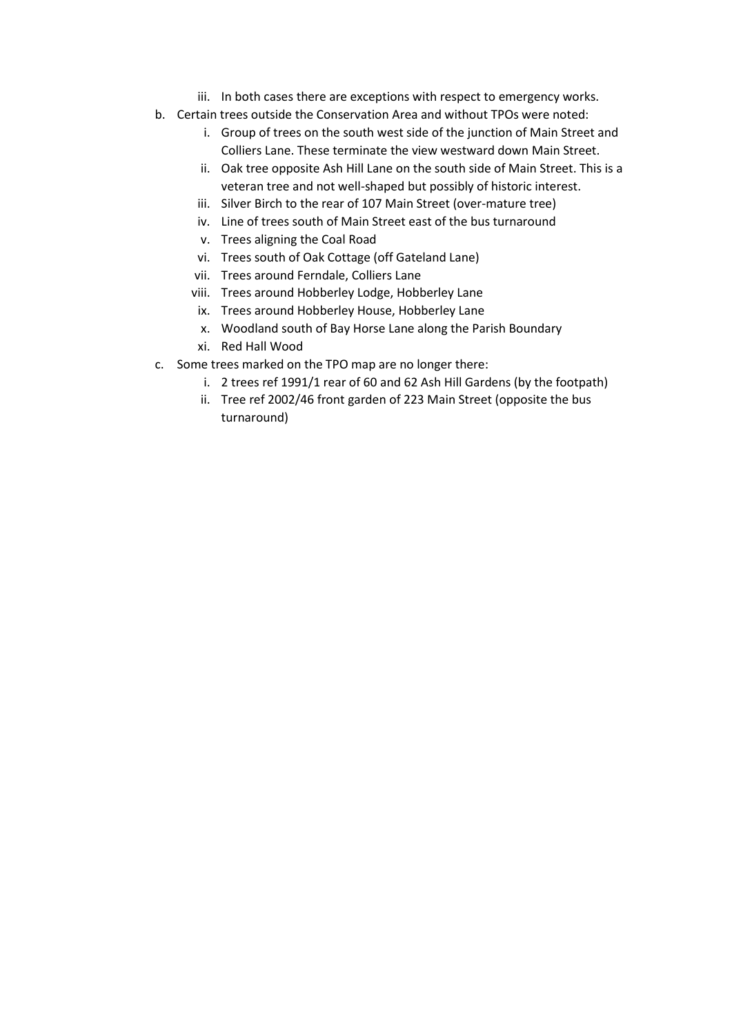iii. In both cases there are exceptions with respect to emergency works.

b. Certain trees outside the Conservation Area and without TPOs were noted:
   i. Group of trees on the south west side of the junction of Main Street and Colliers Lane. These terminate the view westward down Main Street.
   ii. Oak tree opposite Ash Hill Lane on the south side of Main Street. This is a veteran tree and not well-shaped but possibly of historic interest.
   iii. Silver Birch to the rear of 107 Main Street (over-mature tree)
   iv. Line of trees south of Main Street east of the bus turnaround
   v. Trees aligning the Coal Road
   vi. Trees south of Oak Cottage (off Gateland Lane)
   vii. Trees around Ferndale, Colliers Lane
   viii. Trees around Hobberley Lodge, Hobberley Lane
   ix. Trees around Hobberley House, Hobberley Lane
   x. Woodland south of Bay Horse Lane along the Parish Boundary
   xi. Red Hall Wood

c. Some trees marked on the TPO map are no longer there:
   i. 2 trees ref 1991/1 rear of 60 and 62 Ash Hill Gardens (by the footpath)
   ii. Tree ref 2002/46 front garden of 223 Main Street (opposite the bus turnaround)